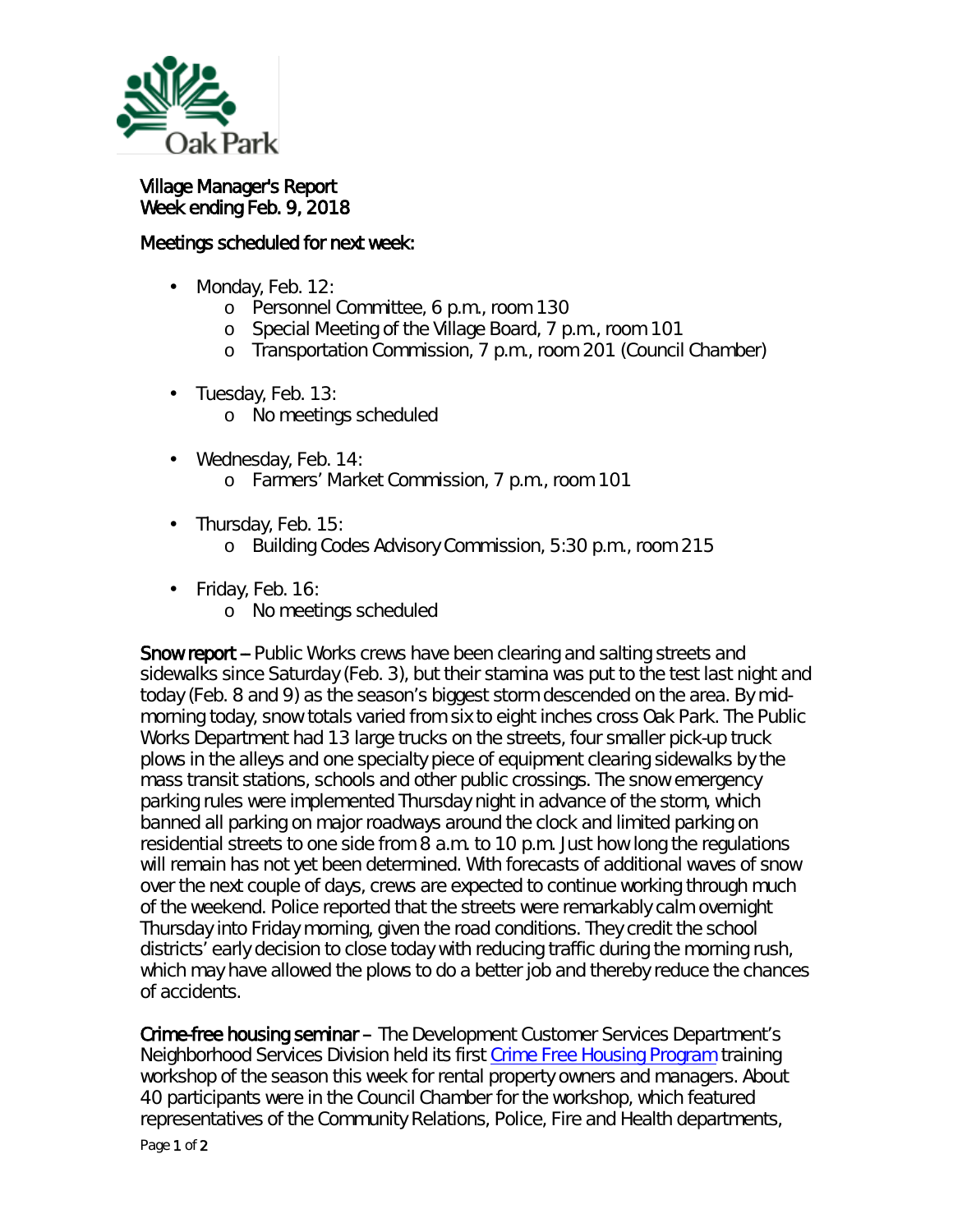Village Manager's Report
Week ending Feb. 9, 2018

Meetings scheduled for next week:

- Monday, Feb. 12:
  - Personnel Committee, 6 p.m., room 130
  - Special Meeting of the Village Board, 7 p.m., room 101
  - Transportation Commission, 7 p.m., room 201 (Council Chamber)
- Tuesday, Feb. 13:
  - No meetings scheduled
- Wednesday, Feb. 14:
  - Farmers' Market Commission, 7 p.m., room 101
- Thursday, Feb. 15:
  - Building Codes Advisory Commission, 5:30 p.m., room 215
- Friday, Feb. 16:
  - No meetings scheduled

**Snow report** – Public Works crews have been clearing and salting streets and sidewalks since Saturday (Feb. 3), but their stamina was put to the test last night and today (Feb. 8 and 9) as the season's biggest storm descended on the area. By mid-morning today, snow totals varied from six to eight inches cross Oak Park. The Public Works Department had 13 large trucks on the streets, four smaller pick-up truck plows in the alleys and one specialty piece of equipment clearing sidewalks by the mass transit stations, schools and other public crossings. The snow emergency parking rules were implemented Thursday night in advance of the storm, which banned all parking on major roadways around the clock and limited parking on residential streets to one side from 8 a.m. to 10 p.m. Just how long the regulations will remain has not yet been determined. With forecasts of additional waves of snow over the next couple of days, crews are expected to continue working through much of the weekend. Police reported that the streets were remarkably calm overnight Thursday into Friday morning, given the road conditions. They credit the school districts' early decision to close today with reducing traffic during the morning rush, which may have allowed the plows to do a better job and thereby reduce the chances of accidents.

**Crime-free housing seminar** – The Development Customer Services Department's Neighborhood Services Division held its first Crime Free Housing Program training workshop of the season this week for rental property owners and managers. About 40 participants were in the Council Chamber for the workshop, which featured representatives of the Community Relations, Police, Fire and Health departments,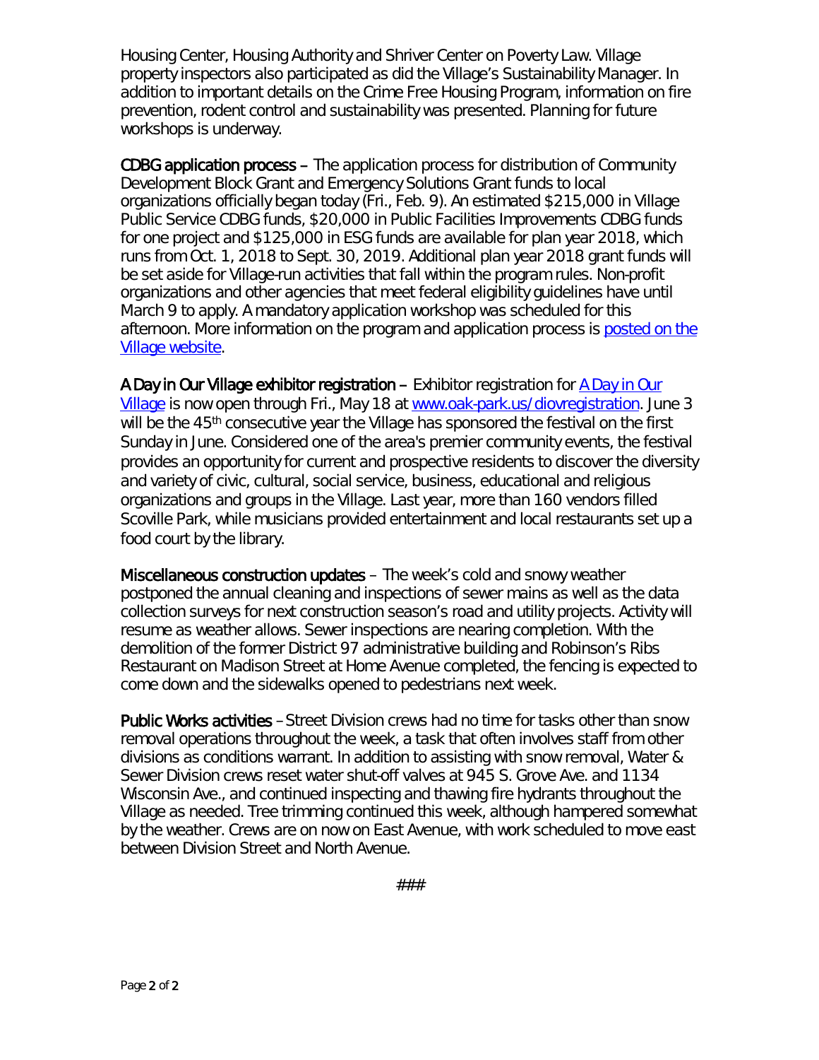Housing Center, Housing Authority and Shriver Center on Poverty Law. Village property inspectors also participated as did the Village's Sustainability Manager. In addition to important details on the Crime Free Housing Program, information on fire prevention, rodent control and sustainability was presented. Planning for future workshops is underway.

**CDBG application process** – The application process for distribution of Community Development Block Grant and Emergency Solutions Grant funds to local organizations officially began today (Fri., Feb. 9). An estimated $215,000 in Village Public Service CDBG funds, $20,000 in Public Facilities Improvements CDBG funds for one project and $125,000 in ESG funds are available for plan year 2018, which runs from Oct. 1, 2018 to Sept. 30, 2019. Additional plan year 2018 grant funds will be set aside for Village-run activities that fall within the program rules. Non-profit organizations and other agencies that meet federal eligibility guidelines have until March 9 to apply. A mandatory application workshop was scheduled for this afternoon. More information on the program and application process is posted on the Village website.

**A Day in Our Village exhibitor registration** – Exhibitor registration for A Day in Our Village is now open through Fri., May 18 at www.oak-park.us/diovregistration. June 3 will be the 45th consecutive year the Village has sponsored the festival on the first Sunday in June. Considered one of the area's premier community events, the festival provides an opportunity for current and prospective residents to discover the diversity and variety of civic, cultural, social service, business, educational and religious organizations and groups in the Village. Last year, more than 160 vendors filled Scoville Park, while musicians provided entertainment and local restaurants set up a food court by the library.

**Miscellaneous construction updates** – The week's cold and snowy weather postponed the annual cleaning and inspections of sewer mains as well as the data collection surveys for next construction season's road and utility projects. Activity will resume as weather allows. Sewer inspections are nearing completion. With the demolition of the former District 97 administrative building and Robinson's Ribs Restaurant on Madison Street at Home Avenue completed, the fencing is expected to come down and the sidewalks opened to pedestrians next week.

**Public Works activities** – Street Division crews had no time for tasks other than snow removal operations throughout the week, a task that often involves staff from other divisions as conditions warrant. In addition to assisting with snow removal, Water & Sewer Division crews reset water shut-off valves at 945 S. Grove Ave. and 1134 Wisconsin Ave., and continued inspecting and thawing fire hydrants throughout the Village as needed. Tree trimming continued this week, although hampered somewhat by the weather. Crews are on now on East Avenue, with work scheduled to move east between Division Street and North Avenue.

###